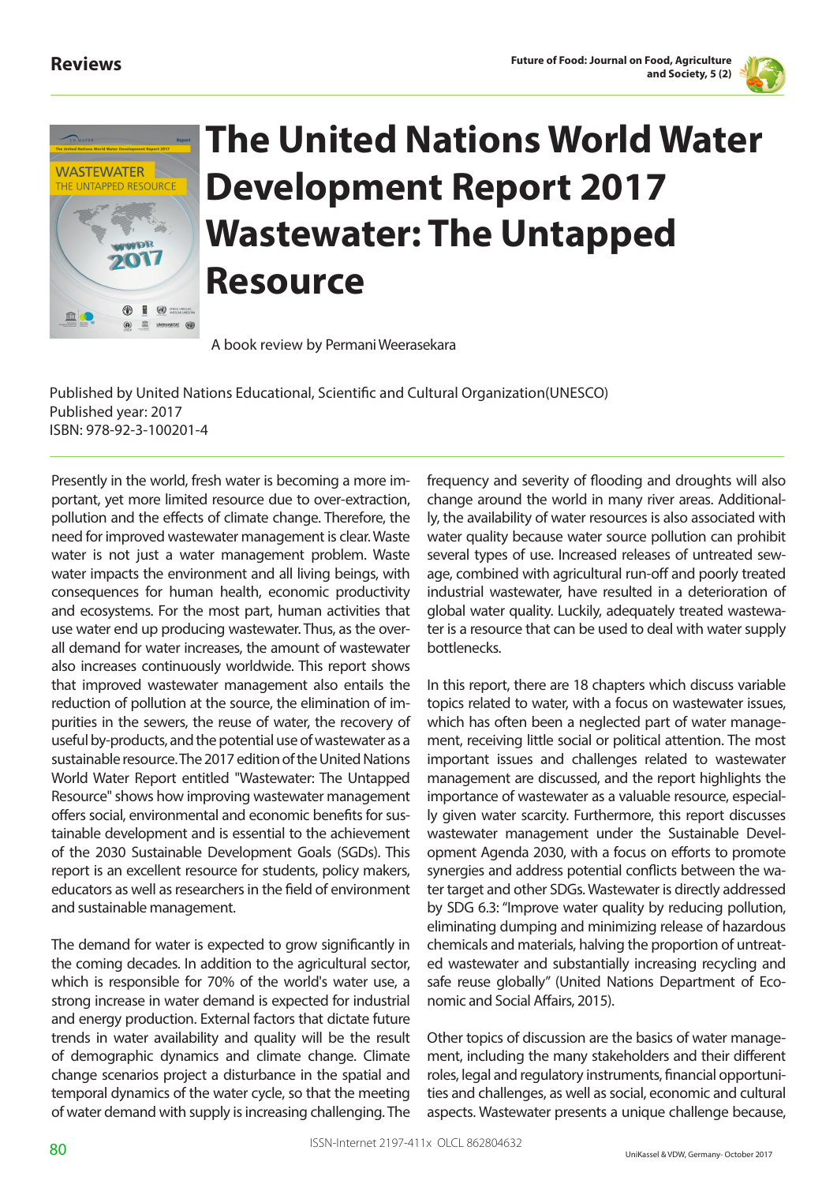# The United Nations World Water Development Report 2017 Wastewater: The Untapped Resource

A book review by Permani Weerasekara

Published by United Nations Educational, Scientific and Cultural Organization(UNESCO)
Published year: 2017
ISBN: 978-92-3-100201-4

Presently in the world, fresh water is becoming a more important, yet more limited resource due to over-extraction, pollution and the effects of climate change. Therefore, the need for improved wastewater management is clear. Waste water is not just a water management problem. Waste water impacts the environment and all living beings, with consequences for human health, economic productivity and ecosystems. For the most part, human activities that use water end up producing wastewater. Thus, as the overall demand for water increases, the amount of wastewater also increases continuously worldwide. This report shows that improved wastewater management also entails the reduction of pollution at the source, the elimination of impurities in the sewers, the reuse of water, the recovery of useful by-products, and the potential use of wastewater as a sustainable resource. The 2017 edition of the United Nations World Water Report entitled "Wastewater: The Untapped Resource" shows how improving wastewater management offers social, environmental and economic benefits for sustainable development and is essential to the achievement of the 2030 Sustainable Development Goals (SGDs). This report is an excellent resource for students, policy makers, educators as well as researchers in the field of environment and sustainable management.

The demand for water is expected to grow significantly in the coming decades. In addition to the agricultural sector, which is responsible for 70% of the world's water use, a strong increase in water demand is expected for industrial and energy production. External factors that dictate future trends in water availability and quality will be the result of demographic dynamics and climate change. Climate change scenarios project a disturbance in the spatial and temporal dynamics of the water cycle, so that the meeting of water demand with supply is increasing challenging. The frequency and severity of flooding and droughts will also change around the world in many river areas. Additionally, the availability of water resources is also associated with water quality because water source pollution can prohibit several types of use. Increased releases of untreated sewage, combined with agricultural run-off and poorly treated industrial wastewater, have resulted in a deterioration of global water quality. Luckily, adequately treated wastewater is a resource that can be used to deal with water supply bottlenecks.

In this report, there are 18 chapters which discuss variable topics related to water, with a focus on wastewater issues, which has often been a neglected part of water management, receiving little social or political attention. The most important issues and challenges related to wastewater management are discussed, and the report highlights the importance of wastewater as a valuable resource, especially given water scarcity. Furthermore, this report discusses wastewater management under the Sustainable Development Agenda 2030, with a focus on efforts to promote synergies and address potential conflicts between the water target and other SDGs. Wastewater is directly addressed by SDG 6.3: "Improve water quality by reducing pollution, eliminating dumping and minimizing release of hazardous chemicals and materials, halving the proportion of untreated wastewater and substantially increasing recycling and safe reuse globally" (United Nations Department of Economic and Social Affairs, 2015).

Other topics of discussion are the basics of water management, including the many stakeholders and their different roles, legal and regulatory instruments, financial opportunities and challenges, as well as social, economic and cultural aspects. Wastewater presents a unique challenge because,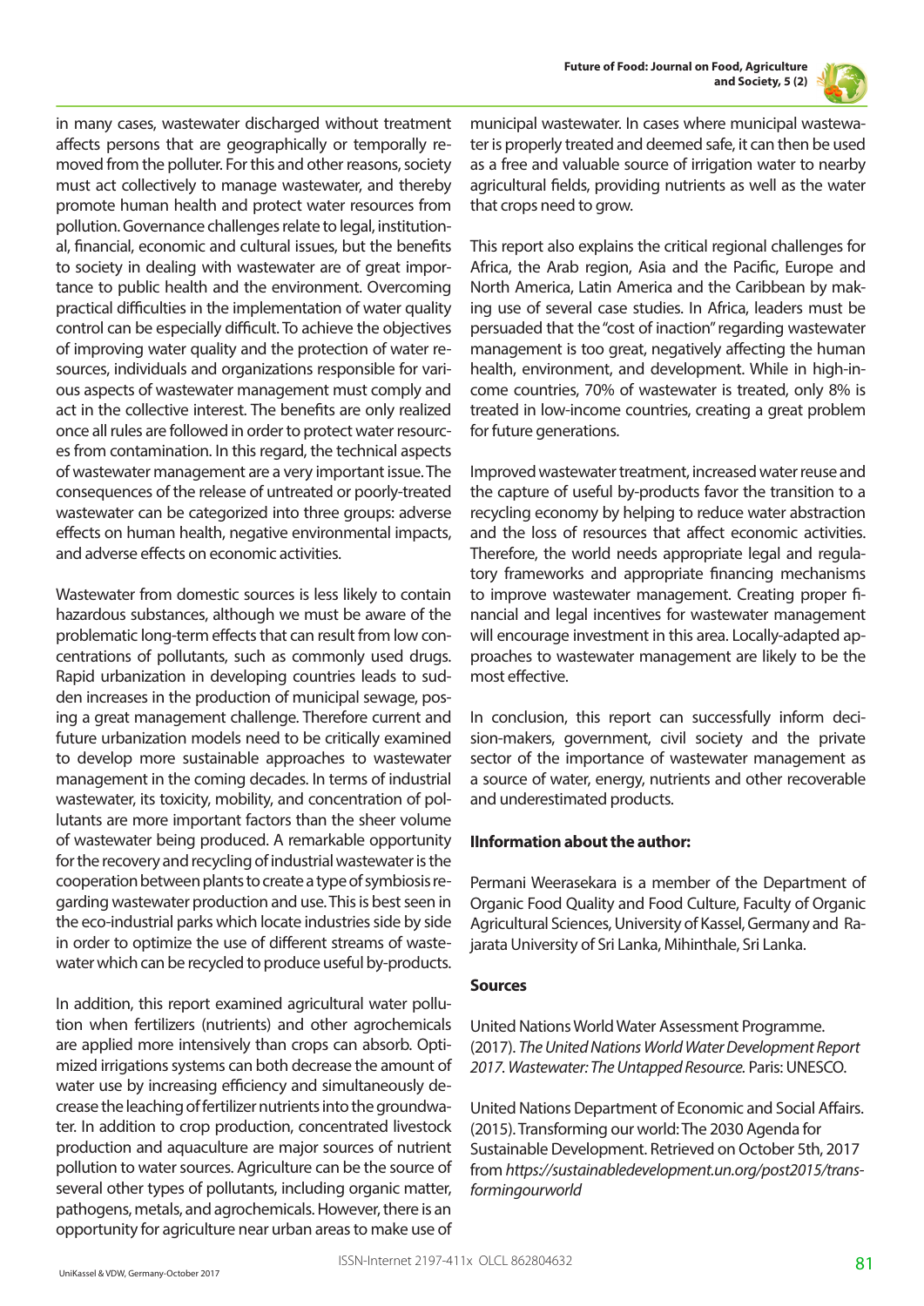in many cases, wastewater discharged without treatment affects persons that are geographically or temporally removed from the polluter. For this and other reasons, society must act collectively to manage wastewater, and thereby promote human health and protect water resources from pollution. Governance challenges relate to legal, institutional, financial, economic and cultural issues, but the benefits to society in dealing with wastewater are of great importance to public health and the environment. Overcoming practical difficulties in the implementation of water quality control can be especially difficult. To achieve the objectives of improving water quality and the protection of water resources, individuals and organizations responsible for various aspects of wastewater management must comply and act in the collective interest. The benefits are only realized once all rules are followed in order to protect water resources from contamination. In this regard, the technical aspects of wastewater management are a very important issue. The consequences of the release of untreated or poorly-treated wastewater can be categorized into three groups: adverse effects on human health, negative environmental impacts, and adverse effects on economic activities.

Wastewater from domestic sources is less likely to contain hazardous substances, although we must be aware of the problematic long-term effects that can result from low concentrations of pollutants, such as commonly used drugs. Rapid urbanization in developing countries leads to sudden increases in the production of municipal sewage, posing a great management challenge. Therefore current and future urbanization models need to be critically examined to develop more sustainable approaches to wastewater management in the coming decades. In terms of industrial wastewater, its toxicity, mobility, and concentration of pollutants are more important factors than the sheer volume of wastewater being produced. A remarkable opportunity for the recovery and recycling of industrial wastewater is the cooperation between plants to create a type of symbiosis regarding wastewater production and use. This is best seen in the eco-industrial parks which locate industries side by side in order to optimize the use of different streams of wastewater which can be recycled to produce useful by-products.

In addition, this report examined agricultural water pollution when fertilizers (nutrients) and other agrochemicals are applied more intensively than crops can absorb. Optimized irrigations systems can both decrease the amount of water use by increasing efficiency and simultaneously decrease the leaching of fertilizer nutrients into the groundwater. In addition to crop production, concentrated livestock production and aquaculture are major sources of nutrient pollution to water sources. Agriculture can be the source of several other types of pollutants, including organic matter, pathogens, metals, and agrochemicals. However, there is an opportunity for agriculture near urban areas to make use of municipal wastewater. In cases where municipal wastewater is properly treated and deemed safe, it can then be used as a free and valuable source of irrigation water to nearby agricultural fields, providing nutrients as well as the water that crops need to grow.

This report also explains the critical regional challenges for Africa, the Arab region, Asia and the Pacific, Europe and North America, Latin America and the Caribbean by making use of several case studies. In Africa, leaders must be persuaded that the "cost of inaction" regarding wastewater management is too great, negatively affecting the human health, environment, and development. While in high-income countries, 70% of wastewater is treated, only 8% is treated in low-income countries, creating a great problem for future generations.

Improved wastewater treatment, increased water reuse and the capture of useful by-products favor the transition to a recycling economy by helping to reduce water abstraction and the loss of resources that affect economic activities. Therefore, the world needs appropriate legal and regulatory frameworks and appropriate financing mechanisms to improve wastewater management. Creating proper financial and legal incentives for wastewater management will encourage investment in this area. Locally-adapted approaches to wastewater management are likely to be the most effective.

In conclusion, this report can successfully inform decision-makers, government, civil society and the private sector of the importance of wastewater management as a source of water, energy, nutrients and other recoverable and underestimated products.

### IInformation about the author:

Permani Weerasekara is a member of the Department of Organic Food Quality and Food Culture, Faculty of Organic Agricultural Sciences, University of Kassel, Germany and Rajarata University of Sri Lanka, Mihinthale, Sri Lanka.

### Sources

United Nations World Water Assessment Programme. (2017). *The United Nations World Water Development Report 2017. Wastewater: The Untapped Resource.* Paris: UNESCO.

United Nations Department of Economic and Social Affairs. (2015). Transforming our world: The 2030 Agenda for Sustainable Development. Retrieved on October 5th, 2017 from *https://sustainabledevelopment.un.org/post2015/transformingourworld*